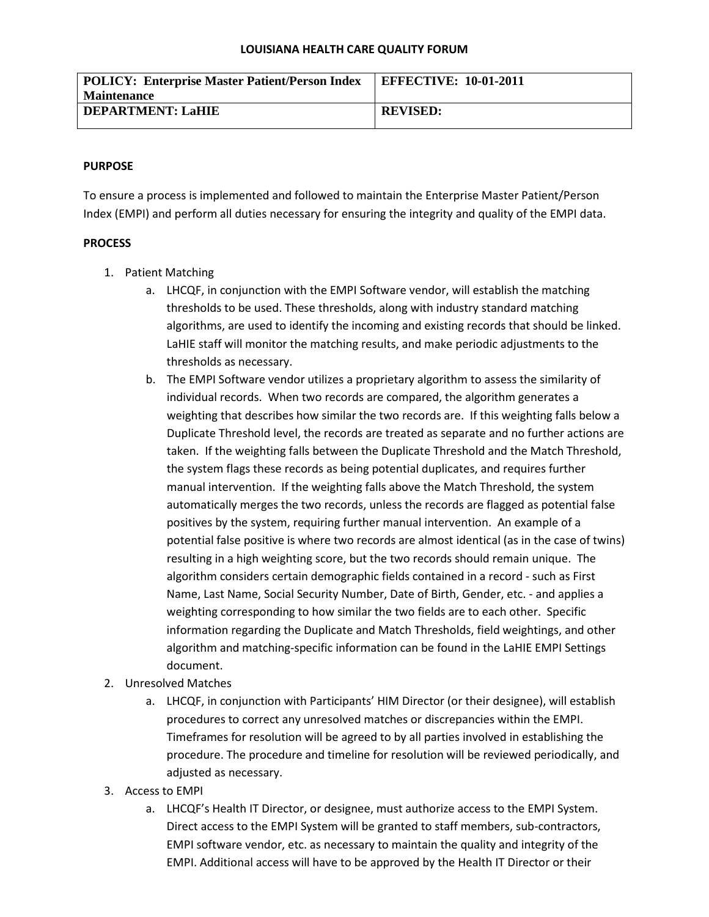# LOUISIANA HEALTH CARE QUALITY FORUM

| POLICY: Enterprise Master Patient/Person Index Maintenance | EFFECTIVE: 10-01-2011 |
| --- | --- |
| DEPARTMENT: LaHIE | REVISED: |

**PURPOSE**

To ensure a process is implemented and followed to maintain the Enterprise Master Patient/Person Index (EMPI) and perform all duties necessary for ensuring the integrity and quality of the EMPI data.

**PROCESS**

1. Patient Matching
   a. LHCQF, in conjunction with the EMPI Software vendor, will establish the matching thresholds to be used. These thresholds, along with industry standard matching algorithms, are used to identify the incoming and existing records that should be linked. LaHIE staff will monitor the matching results, and make periodic adjustments to the thresholds as necessary.
   b. The EMPI Software vendor utilizes a proprietary algorithm to assess the similarity of individual records. When two records are compared, the algorithm generates a weighting that describes how similar the two records are. If this weighting falls below a Duplicate Threshold level, the records are treated as separate and no further actions are taken. If the weighting falls between the Duplicate Threshold and the Match Threshold, the system flags these records as being potential duplicates, and requires further manual intervention. If the weighting falls above the Match Threshold, the system automatically merges the two records, unless the records are flagged as potential false positives by the system, requiring further manual intervention. An example of a potential false positive is where two records are almost identical (as in the case of twins) resulting in a high weighting score, but the two records should remain unique. The algorithm considers certain demographic fields contained in a record - such as First Name, Last Name, Social Security Number, Date of Birth, Gender, etc. - and applies a weighting corresponding to how similar the two fields are to each other. Specific information regarding the Duplicate and Match Thresholds, field weightings, and other algorithm and matching-specific information can be found in the LaHIE EMPI Settings document.
2. Unresolved Matches
   a. LHCQF, in conjunction with Participants' HIM Director (or their designee), will establish procedures to correct any unresolved matches or discrepancies within the EMPI. Timeframes for resolution will be agreed to by all parties involved in establishing the procedure. The procedure and timeline for resolution will be reviewed periodically, and adjusted as necessary.
3. Access to EMPI
   a. LHCQF's Health IT Director, or designee, must authorize access to the EMPI System. Direct access to the EMPI System will be granted to staff members, sub-contractors, EMPI software vendor, etc. as necessary to maintain the quality and integrity of the EMPI. Additional access will have to be approved by the Health IT Director or their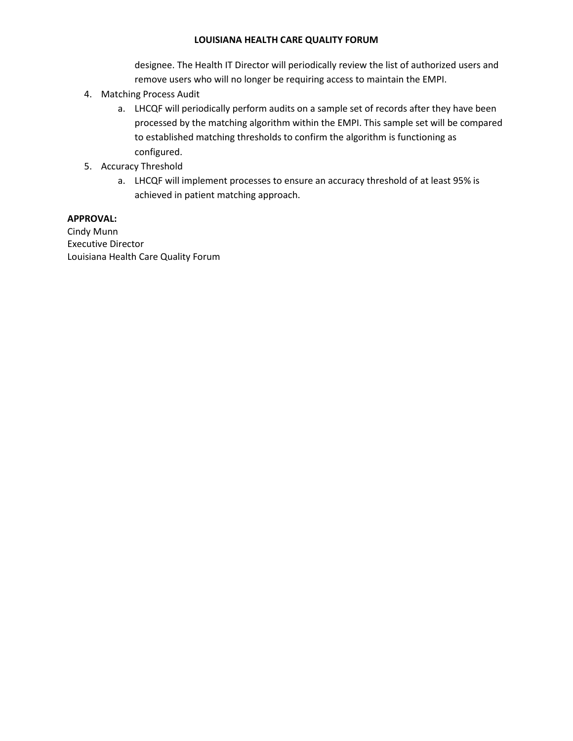designee. The Health IT Director will periodically review the list of authorized users and remove users who will no longer be requiring access to maintain the EMPI.

4. Matching Process Audit
    a. LHCQF will periodically perform audits on a sample set of records after they have been processed by the matching algorithm within the EMPI. This sample set will be compared to established matching thresholds to confirm the algorithm is functioning as configured.
5. Accuracy Threshold
    a. LHCQF will implement processes to ensure an accuracy threshold of at least 95% is achieved in patient matching approach.

**APPROVAL:**
Cindy Munn
Executive Director
Louisiana Health Care Quality Forum